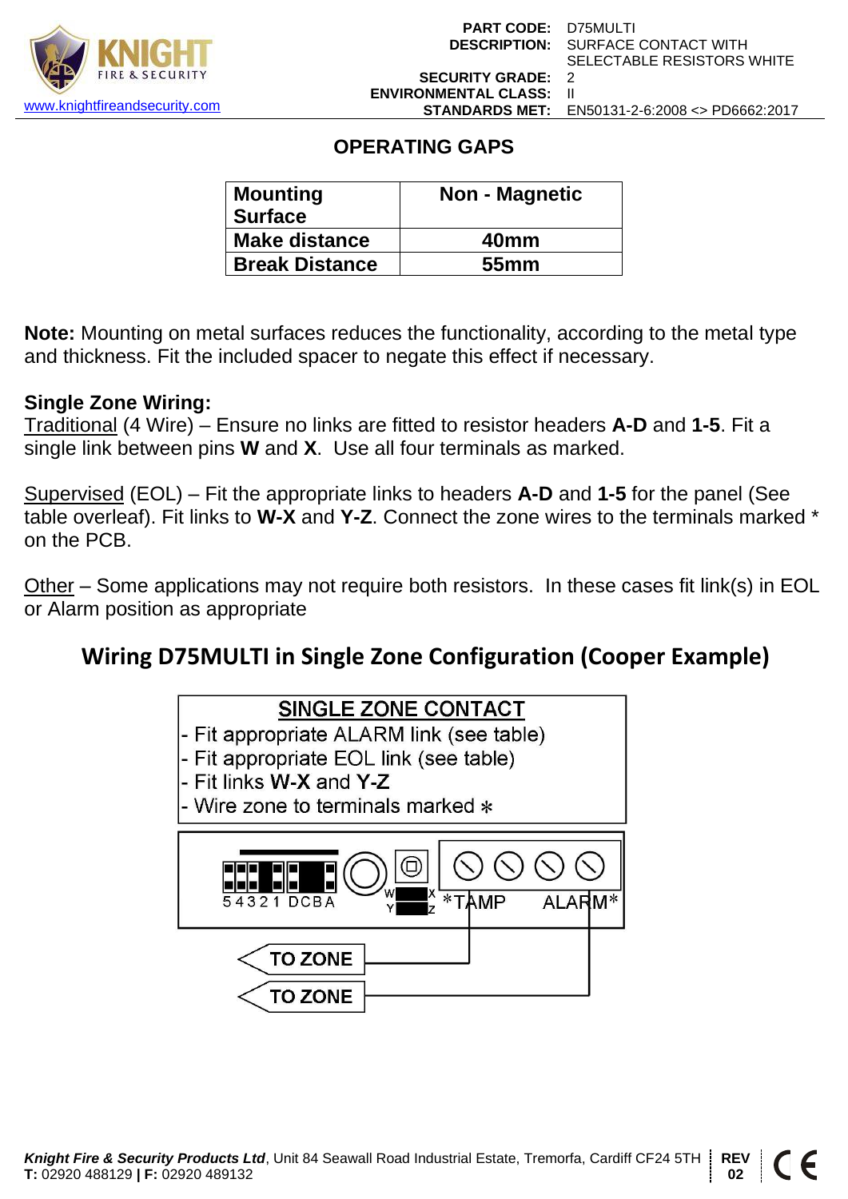| PART CODE: | D75MULTI |
| --- | --- |
| DESCRIPTION: | SURFACE CONTACT WITH SELECTABLE RESISTORS WHITE |
| SECURITY GRADE: | 2 |
| ENVIRONMENTAL CLASS: | II |
| STANDARDS MET: | EN50131-2-6:2008 <> PD6662:2017 |

KNIGHT FIRE & SECURITY
www.knightfireandsecurity.com

## OPERATING GAPS

| Mounting Surface | Non - Magnetic |
| --- | --- |
| Make distance | 40mm |
| Break Distance | 55mm |

**Note:** Mounting on metal surfaces reduces the functionality, according to the metal type and thickness. Fit the included spacer to negate this effect if necessary.

**Single Zone Wiring:**
Traditional (4 Wire) – Ensure no links are fitted to resistor headers **A-D** and **1-5**. Fit a single link between pins **W** and **X**. Use all four terminals as marked.

Supervised (EOL) – Fit the appropriate links to headers **A-D** and **1-5** for the panel (See table overleaf). Fit links to **W-X** and **Y-Z**. Connect the zone wires to the terminals marked * on the PCB.

Other – Some applications may not require both resistors. In these cases fit link(s) in EOL or Alarm position as appropriate

## Wiring D75MULTI in Single Zone Configuration (Cooper Example)

**SINGLE ZONE CONTACT**
- Fit appropriate ALARM link (see table)
- Fit appropriate EOL link (see table)
- Fit links W-X and Y-Z
- Wire zone to terminals marked *

5 4 3 2 1 DCBA W X Y Z *TAMP ALARM*

TO ZONE
TO ZONE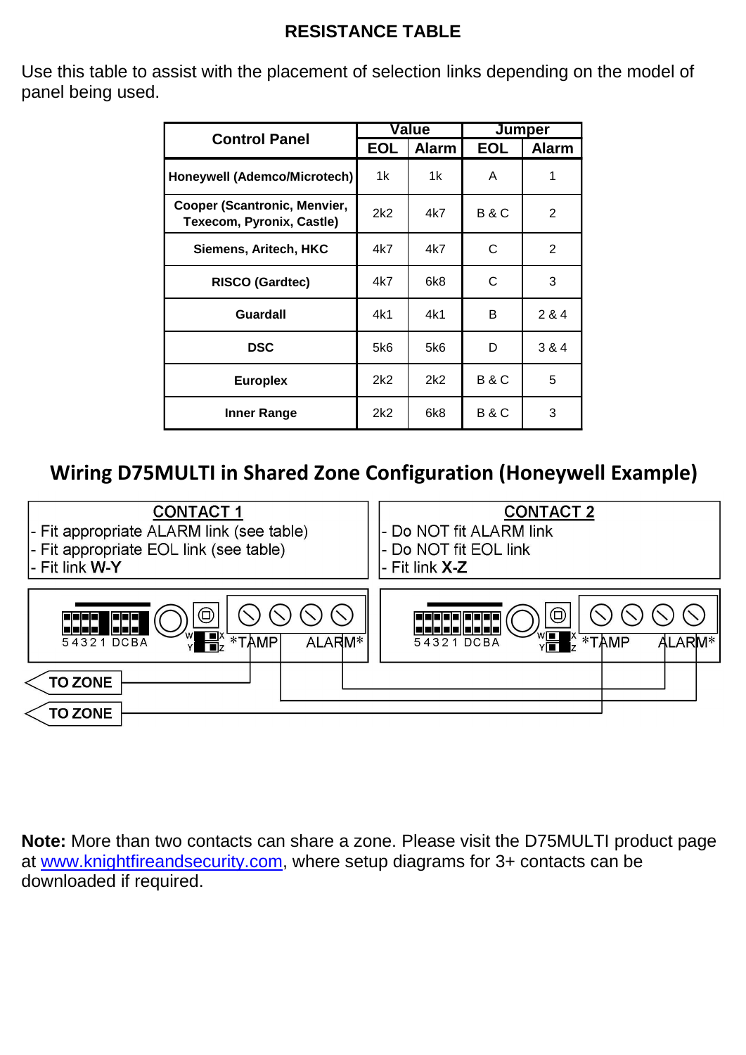## RESISTANCE TABLE

Use this table to assist with the placement of selection links depending on the model of panel being used.

| Control Panel | Value | | Jumper | |
|---|---|---|---|---|
| | EOL | Alarm | EOL | Alarm |
| Honeywell (Ademco/Microtech) | 1k | 1k | A | 1 |
| Cooper (Scantronic, Menvier, Texecom, Pyronix, Castle) | 2k2 | 4k7 | B & C | 2 |
| Siemens, Aritech, HKC | 4k7 | 4k7 | C | 2 |
| RISCO (Gardtec) | 4k7 | 6k8 | C | 3 |
| Guardall | 4k1 | 4k1 | B | 2 & 4 |
| DSC | 5k6 | 5k6 | D | 3 & 4 |
| Europlex | 2k2 | 2k2 | B & C | 5 |
| Inner Range | 2k2 | 6k8 | B & C | 3 |

## Wiring D75MULTI in Shared Zone Configuration (Honeywell Example)

**CONTACT 1**
- Fit appropriate ALARM link (see table)
- Fit appropriate EOL link (see table)
- Fit link **W-Y**

**CONTACT 2**
- Do NOT fit ALARM link
- Do NOT fit EOL link
- Fit link **X-Z**

5 4 3 2 1 DCBA
W X
Y Z
*TAMP ALARM*

5 4 3 2 1 DCBA
W X
Y Z
*TAMP ALARM*

TO ZONE

TO ZONE

**Note:** More than two contacts can share a zone. Please visit the D75MULTI product page at www.knightfireandsecurity.com, where setup diagrams for 3+ contacts can be downloaded if required.